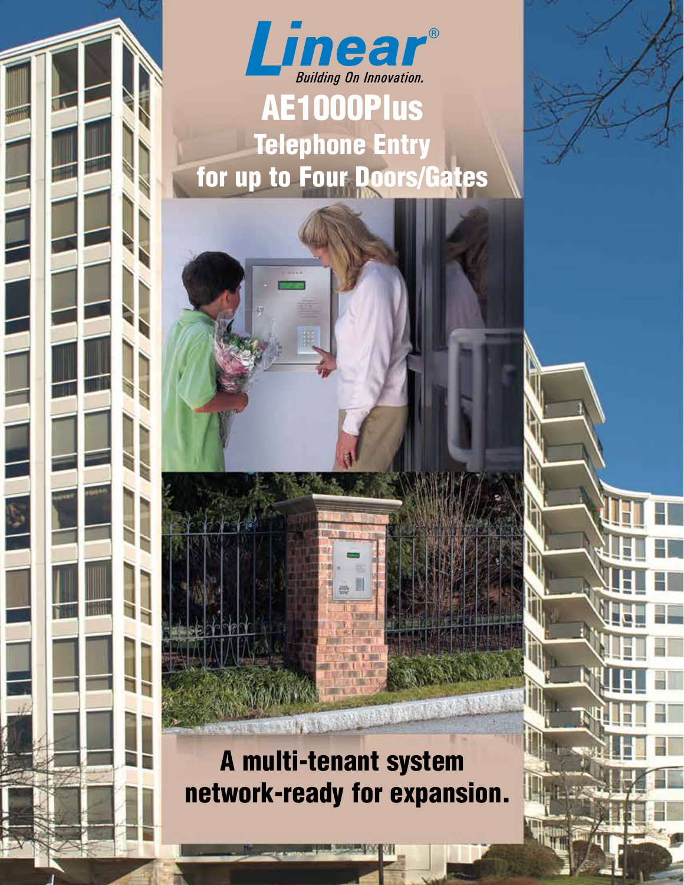**Linear®**
*Building On Innovation.*

# AE1000Plus

## Telephone Entry for up to Four Doors/Gates

## A multi-tenant system network-ready for expansion.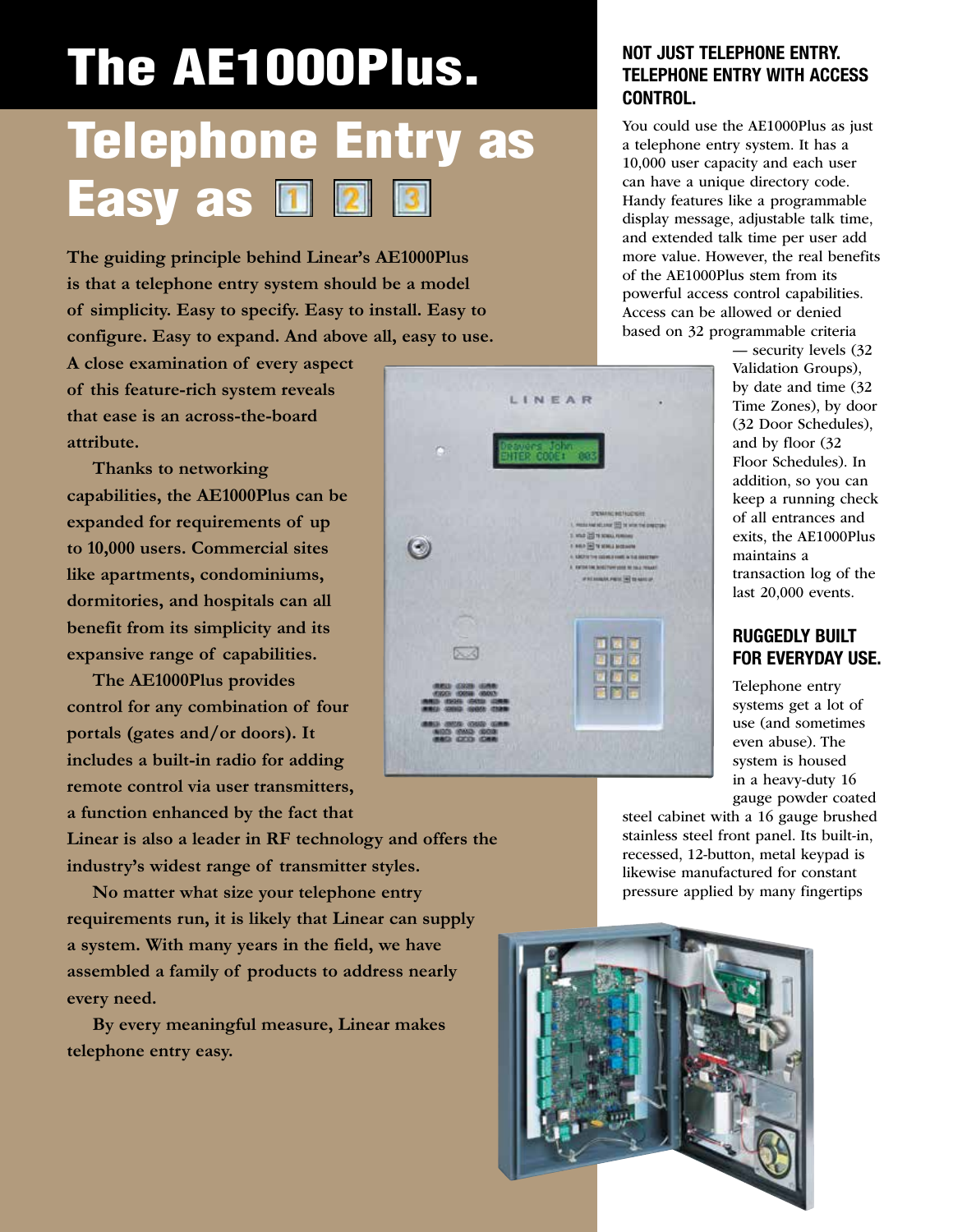# The AE1000Plus.

## Telephone Entry as Easy as 1 2 3

**The guiding principle behind Linear's AE1000Plus is that a telephone entry system should be a model of simplicity. Easy to specify. Easy to install. Easy to configure. Easy to expand. And above all, easy to use. A close examination of every aspect of this feature-rich system reveals that ease is an across-the-board attribute.**

**Thanks to networking capabilities, the AE1000Plus can be expanded for requirements of up to 10,000 users. Commercial sites like apartments, condominiums, dormitories, and hospitals can all benefit from its simplicity and its expansive range of capabilities.**

**The AE1000Plus provides control for any combination of four portals (gates and/or doors). It includes a built-in radio for adding remote control via user transmitters, a function enhanced by the fact that Linear is also a leader in RF technology and offers the industry's widest range of transmitter styles.**

**No matter what size your telephone entry requirements run, it is likely that Linear can supply a system. With many years in the field, we have assembled a family of products to address nearly every need.**

**By every meaningful measure, Linear makes telephone entry easy.**

### NOT JUST TELEPHONE ENTRY. TELEPHONE ENTRY WITH ACCESS CONTROL.

You could use the AE1000Plus as just a telephone entry system. It has a 10,000 user capacity and each user can have a unique directory code. Handy features like a programmable display message, adjustable talk time, and extended talk time per user add more value. However, the real benefits of the AE1000Plus stem from its powerful access control capabilities. Access can be allowed or denied based on 32 programmable criteria — security levels (32 Validation Groups), by date and time (32 Time Zones), by door (32 Door Schedules), and by floor (32 Floor Schedules). In addition, so you can keep a running check of all entrances and exits, the AE1000Plus maintains a transaction log of the last 20,000 events.

### RUGGEDLY BUILT FOR EVERYDAY USE.

Telephone entry systems get a lot of use (and sometimes even abuse). The system is housed in a heavy-duty 16 gauge powder coated steel cabinet with a 16 gauge brushed stainless steel front panel. Its built-in, recessed, 12-button, metal keypad is likewise manufactured for constant pressure applied by many fingertips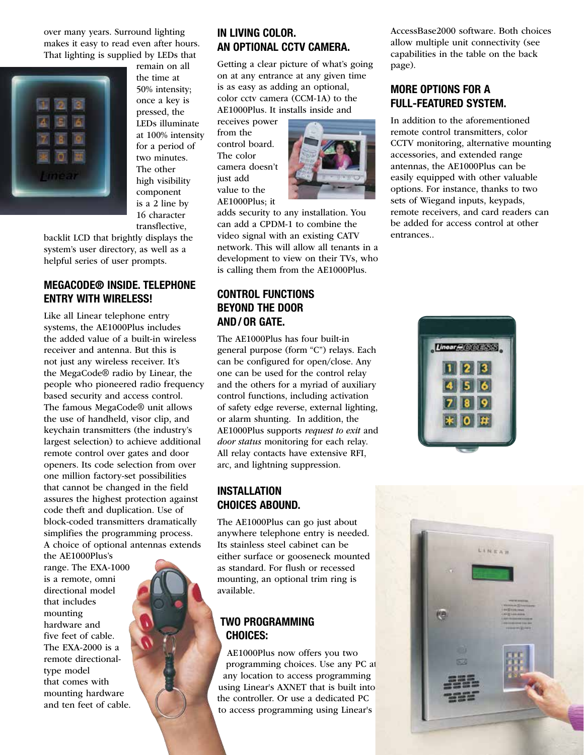over many years. Surround lighting makes it easy to read even after hours. That lighting is supplied by LEDs that remain on all the time at 50% intensity; once a key is pressed, the LEDs illuminate at 100% intensity for a period of two minutes. The other high visibility component is a 2 line by 16 character transflective, backlit LCD that brightly displays the system's user directory, as well as a helpful series of user prompts.

## MEGACODE® INSIDE. TELEPHONE ENTRY WITH WIRELESS!

Like all Linear telephone entry systems, the AE1000Plus includes the added value of a built-in wireless receiver and antenna. But this is not just any wireless receiver. It's the MegaCode® radio by Linear, the people who pioneered radio frequency based security and access control. The famous MegaCode® unit allows the use of handheld, visor clip, and keychain transmitters (the industry's largest selection) to achieve additional remote control over gates and door openers. Its code selection from over one million factory-set possibilities that cannot be changed in the field assures the highest protection against code theft and duplication. Use of block-coded transmitters dramatically simplifies the programming process. A choice of optional antennas extends the AE1000Plus's range. The EXA-1000 is a remote, omni directional model that includes mounting hardware and five feet of cable. The EXA-2000 is a remote directional-type model that comes with mounting hardware and ten feet of cable.

## IN LIVING COLOR. AN OPTIONAL CCTV CAMERA.

Getting a clear picture of what's going on at any entrance at any given time is as easy as adding an optional, color cctv camera (CCM-1A) to the AE1000Plus. It installs inside and receives power from the control board. The color camera doesn't just add value to the AE1000Plus; it adds security to any installation. You can add a CPDM-1 to combine the video signal with an existing CATV network. This will allow all tenants in a development to view on their TVs, who is calling them from the AE1000Plus.

## CONTROL FUNCTIONS BEYOND THE DOOR AND / OR GATE.

The AE1000Plus has four built-in general purpose (form "C") relays. Each can be configured for open/close. Any one can be used for the control relay and the others for a myriad of auxiliary control functions, including activation of safety edge reverse, external lighting, or alarm shunting. In addition, the AE1000Plus supports *request to exit* and *door status* monitoring for each relay. All relay contacts have extensive RFI, arc, and lightning suppression.

## INSTALLATION CHOICES ABOUND.

The AE1000Plus can go just about anywhere telephone entry is needed. Its stainless steel cabinet can be either surface or gooseneck mounted as standard. For flush or recessed mounting, an optional trim ring is available.

## TWO PROGRAMMING CHOICES:

AE1000Plus now offers you two programming choices. Use any PC at any location to access programming using Linear's AXNET that is built into the controller. Or use a dedicated PC to access programming using Linear's AccessBase2000 software. Both choices allow multiple unit connectivity (see capabilities in the table on the back page).

## MORE OPTIONS FOR A FULL-FEATURED SYSTEM.

In addition to the aforementioned remote control transmitters, color CCTV monitoring, alternative mounting accessories, and extended range antennas, the AE1000Plus can be easily equipped with other valuable options. For instance, thanks to two sets of Wiegand inputs, keypads, remote receivers, and card readers can be added for access control at other entrances..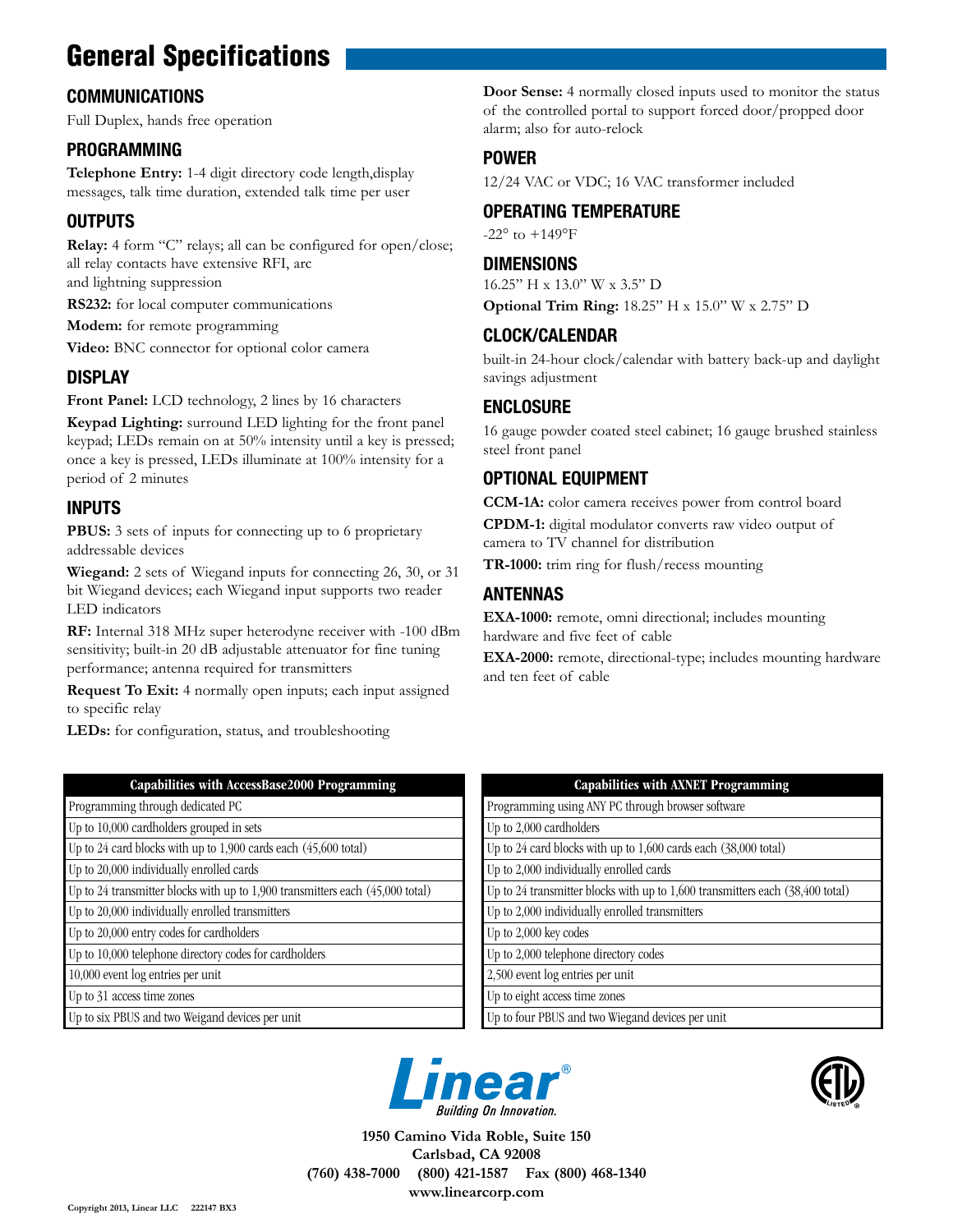# General Specifications

## COMMUNICATIONS

Full Duplex, hands free operation

## PROGRAMMING

**Telephone Entry:** 1-4 digit directory code length,display messages, talk time duration, extended talk time per user

## OUTPUTS

**Relay:** 4 form "C" relays; all can be configured for open/close; all relay contacts have extensive RFI, arc and lightning suppression

**RS232:** for local computer communications

**Modem:** for remote programming

**Video:** BNC connector for optional color camera

## DISPLAY

**Front Panel:** LCD technology, 2 lines by 16 characters

**Keypad Lighting:** surround LED lighting for the front panel keypad; LEDs remain on at 50% intensity until a key is pressed; once a key is pressed, LEDs illuminate at 100% intensity for a period of 2 minutes

## INPUTS

**PBUS:** 3 sets of inputs for connecting up to 6 proprietary addressable devices

**Wiegand:** 2 sets of Wiegand inputs for connecting 26, 30, or 31 bit Wiegand devices; each Wiegand input supports two reader LED indicators

**RF:** Internal 318 MHz super heterodyne receiver with -100 dBm sensitivity; built-in 20 dB adjustable attenuator for fine tuning performance; antenna required for transmitters

**Request To Exit:** 4 normally open inputs; each input assigned to specific relay

**LEDs:** for configuration, status, and troubleshooting

**Door Sense:** 4 normally closed inputs used to monitor the status of the controlled portal to support forced door/propped door alarm; also for auto-relock

## POWER

12/24 VAC or VDC; 16 VAC transformer included

## OPERATING TEMPERATURE

-22° to +149°F

## DIMENSIONS

16.25" H x 13.0" W x 3.5" D

**Optional Trim Ring:** 18.25" H x 15.0" W x 2.75" D

## CLOCK/CALENDAR

built-in 24-hour clock/calendar with battery back-up and daylight savings adjustment

## ENCLOSURE

16 gauge powder coated steel cabinet; 16 gauge brushed stainless steel front panel

## OPTIONAL EQUIPMENT

**CCM-1A:** color camera receives power from control board

**CPDM-1:** digital modulator converts raw video output of camera to TV channel for distribution

**TR-1000:** trim ring for flush/recess mounting

## ANTENNAS

**EXA-1000:** remote, omni directional; includes mounting hardware and five feet of cable

**EXA-2000:** remote, directional-type; includes mounting hardware and ten feet of cable

| Capabilities with AccessBase2000 Programming |
|---|
| Programming through dedicated PC |
| Up to 10,000 cardholders grouped in sets |
| Up to 24 card blocks with up to 1,900 cards each (45,600 total) |
| Up to 20,000 individually enrolled cards |
| Up to 24 transmitter blocks with up to 1,900 transmitters each (45,000 total) |
| Up to 20,000 individually enrolled transmitters |
| Up to 20,000 entry codes for cardholders |
| Up to 10,000 telephone directory codes for cardholders |
| 10,000 event log entries per unit |
| Up to 31 access time zones |
| Up to six PBUS and two Weigand devices per unit |

| Capabilities with AXNET Programming |
|---|
| Programming using ANY PC through browser software |
| Up to 2,000 cardholders |
| Up to 24 card blocks with up to 1,600 cards each (38,000 total) |
| Up to 2,000 individually enrolled cards |
| Up to 24 transmitter blocks with up to 1,600 transmitters each (38,400 total) |
| Up to 2,000 individually enrolled transmitters |
| Up to 2,000 key codes |
| Up to 2,000 telephone directory codes |
| 2,500 event log entries per unit |
| Up to eight access time zones |
| Up to four PBUS and two Wiegand devices per unit |

Linear® Building On Innovation.

**1950 Camino Vida Roble, Suite 150**
**Carlsbad, CA 92008**
**(760) 438-7000 (800) 421-1587 Fax (800) 468-1340**
**www.linearcorp.com**

Copyright 2013, Linear LLC 222147 BX3